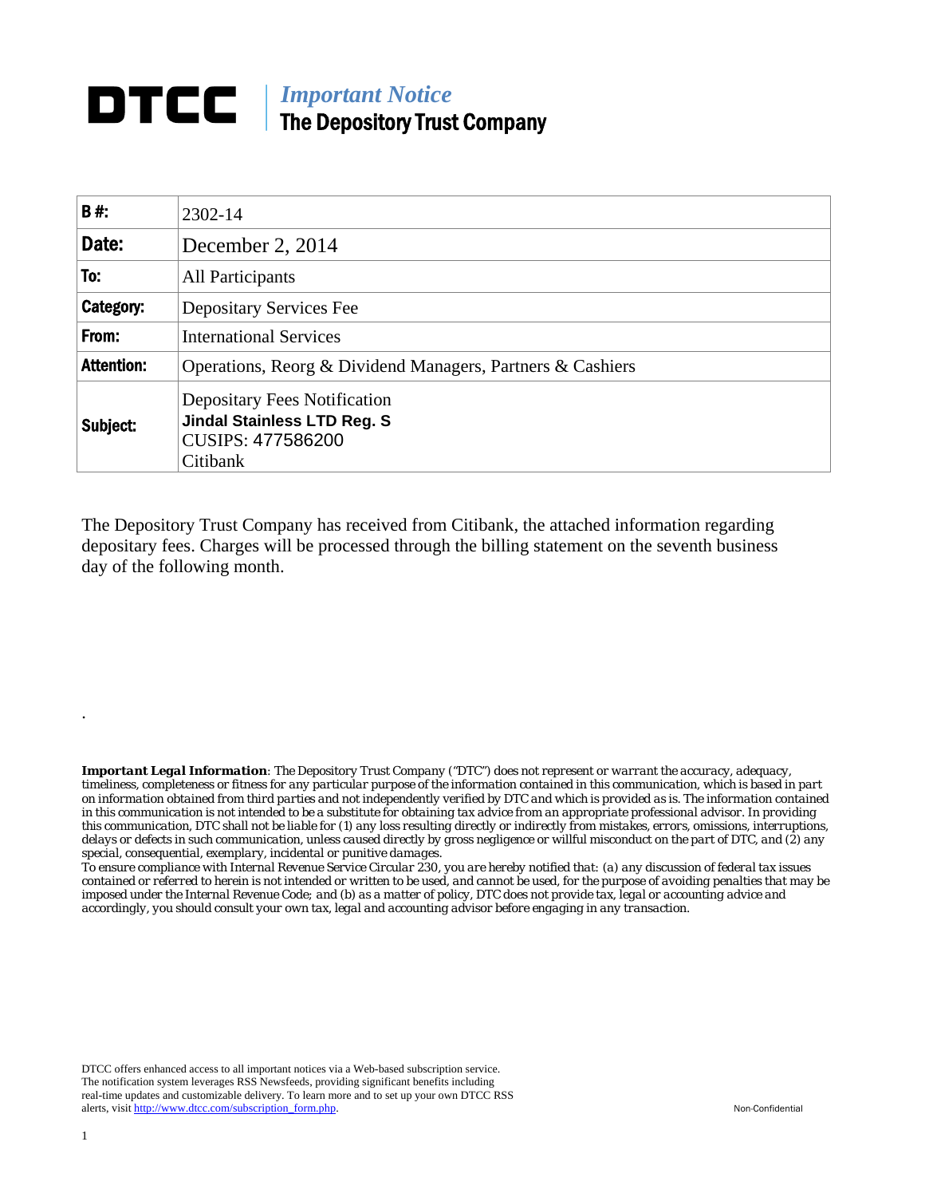# DTCC | *Important Notice* The Depository Trust Company

| | |
|---|---|
| **B #:** | 2302-14 |
| **Date:** | December 2, 2014 |
| **To:** | All Participants |
| **Category:** | Depositary Services Fee |
| **From:** | International Services |
| **Attention:** | Operations, Reorg & Dividend Managers, Partners & Cashiers |
| **Subject:** | Depositary Fees Notification **Jindal Stainless LTD Reg. S** CUSIPS: 477586200 Citibank |

The Depository Trust Company has received from Citibank, the attached information regarding depositary fees. Charges will be processed through the billing statement on the seventh business day of the following month.

.

***Important Legal Information****: The Depository Trust Company ("DTC") does not represent or warrant the accuracy, adequacy, timeliness, completeness or fitness for any particular purpose of the information contained in this communication, which is based in part on information obtained from third parties and not independently verified by DTC and which is provided as is. The information contained in this communication is not intended to be a substitute for obtaining tax advice from an appropriate professional advisor. In providing this communication, DTC shall not be liable for (1) any loss resulting directly or indirectly from mistakes, errors, omissions, interruptions, delays or defects in such communication, unless caused directly by gross negligence or willful misconduct on the part of DTC, and (2) any special, consequential, exemplary, incidental or punitive damages.*

*To ensure compliance with Internal Revenue Service Circular 230, you are hereby notified that: (a) any discussion of federal tax issues contained or referred to herein is not intended or written to be used, and cannot be used, for the purpose of avoiding penalties that may be imposed under the Internal Revenue Code; and (b) as a matter of policy, DTC does not provide tax, legal or accounting advice and accordingly, you should consult your own tax, legal and accounting advisor before engaging in any transaction.*

DTCC offers enhanced access to all important notices via a Web-based subscription service. The notification system leverages RSS Newsfeeds, providing significant benefits including real-time updates and customizable delivery. To learn more and to set up your own DTCC RSS alerts, visit http://www.dtcc.com/subscription_form.php.

Non-Confidential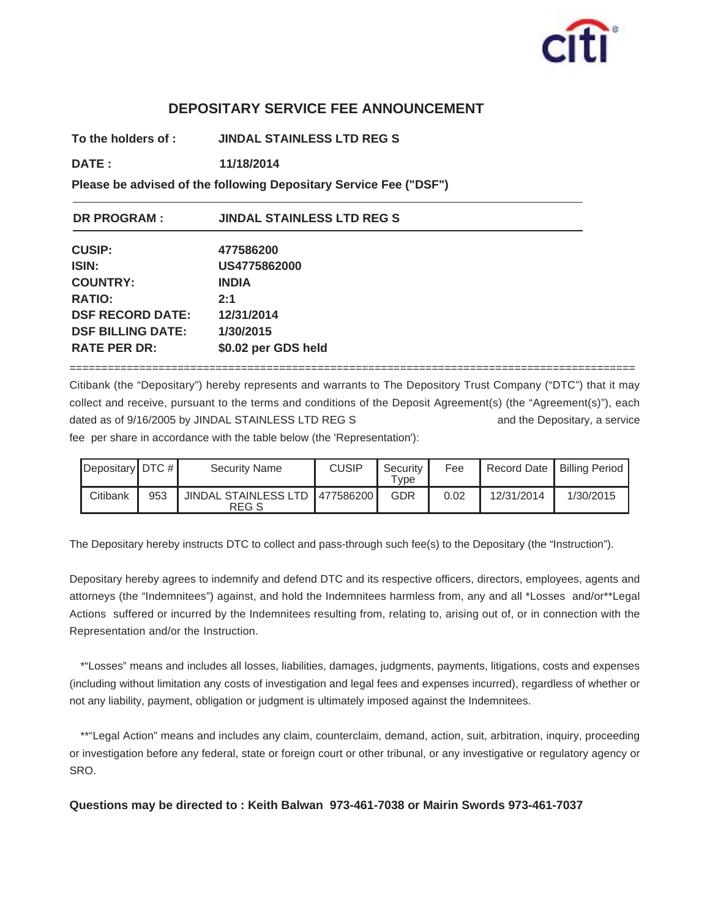## DEPOSITARY SERVICE FEE ANNOUNCEMENT

**To the holders of :** **JINDAL STAINLESS LTD REG S**

**DATE :** **11/18/2014**

**Please be advised of the following Depositary Service Fee ("DSF")**

---

**DR PROGRAM :** **JINDAL STAINLESS LTD REG S**

---

**CUSIP:** **477586200**
**ISIN:** **US4775862000**
**COUNTRY:** **INDIA**
**RATIO:** **2:1**
**DSF RECORD DATE:** **12/31/2014**
**DSF BILLING DATE:** **1/30/2015**
**RATE PER DR:** **$0.02 per GDS held**

==========================================================================================

Citibank (the "Depositary") hereby represents and warrants to The Depository Trust Company ("DTC") that it may collect and receive, pursuant to the terms and conditions of the Deposit Agreement(s) (the "Agreement(s)"), each dated as of 9/16/2005 by JINDAL STAINLESS LTD REG S and the Depositary, a service fee per share in accordance with the table below (the 'Representation'):

| Depositary | DTC # | Security Name | CUSIP | Security Type | Fee | Record Date | Billing Period |
|---|---|---|---|---|---|---|---|
| Citibank | 953 | JINDAL STAINLESS LTD REG S | 477586200 | GDR | 0.02 | 12/31/2014 | 1/30/2015 |

The Depositary hereby instructs DTC to collect and pass-through such fee(s) to the Depositary (the "Instruction").

Depositary hereby agrees to indemnify and defend DTC and its respective officers, directors, employees, agents and attorneys (the "Indemnitees") against, and hold the Indemnitees harmless from, any and all *Losses and/or**Legal Actions suffered or incurred by the Indemnitees resulting from, relating to, arising out of, or in connection with the Representation and/or the Instruction.

*"Losses" means and includes all losses, liabilities, damages, judgments, payments, litigations, costs and expenses (including without limitation any costs of investigation and legal fees and expenses incurred), regardless of whether or not any liability, payment, obligation or judgment is ultimately imposed against the Indemnitees.

**"Legal Action" means and includes any claim, counterclaim, demand, action, suit, arbitration, inquiry, proceeding or investigation before any federal, state or foreign court or other tribunal, or any investigative or regulatory agency or SRO.

**Questions may be directed to : Keith Balwan 973-461-7038 or Mairin Swords 973-461-7037**